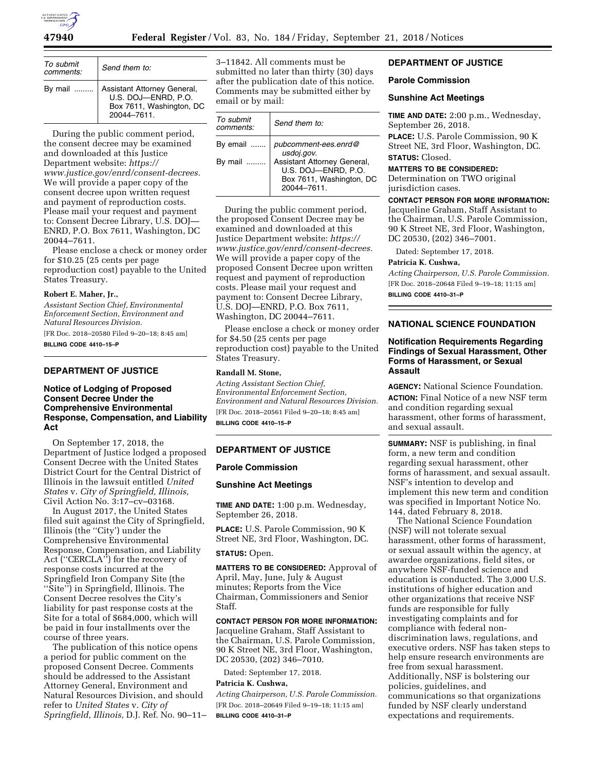| To submit comments: | Send them to: |
| --- | --- |
| By mail ......... | Assistant Attorney General, U.S. DOJ—ENRD, P.O. Box 7611, Washington, DC 20044–7611. |

During the public comment period, the consent decree may be examined and downloaded at this Justice Department website: *https://www.justice.gov/enrd/consent-decrees.* We will provide a paper copy of the consent decree upon written request and payment of reproduction costs. Please mail your request and payment to: Consent Decree Library, U.S. DOJ—ENRD, P.O. Box 7611, Washington, DC 20044–7611.

Please enclose a check or money order for $10.25 (25 cents per page reproduction cost) payable to the United States Treasury.

**Robert E. Maher, Jr.,**

*Assistant Section Chief, Environmental Enforcement Section, Environment and Natural Resources Division.*

[FR Doc. 2018–20580 Filed 9–20–18; 8:45 am]

**BILLING CODE 4410–15–P**

## DEPARTMENT OF JUSTICE

### Notice of Lodging of Proposed Consent Decree Under the Comprehensive Environmental Response, Compensation, and Liability Act

On September 17, 2018, the Department of Justice lodged a proposed Consent Decree with the United States District Court for the Central District of Illinois in the lawsuit entitled *United States* v. *City of Springfield, Illinois,* Civil Action No. 3:17–cv–03168.

In August 2017, the United States filed suit against the City of Springfield, Illinois (the ''City') under the Comprehensive Environmental Response, Compensation, and Liability Act (''CERCLA'') for the recovery of response costs incurred at the Springfield Iron Company Site (the ''Site'') in Springfield, Illinois. The Consent Decree resolves the City's liability for past response costs at the Site for a total of $684,000, which will be paid in four installments over the course of three years.

The publication of this notice opens a period for public comment on the proposed Consent Decree. Comments should be addressed to the Assistant Attorney General, Environment and Natural Resources Division, and should refer to *United States* v. *City of Springfield, Illinois,* D.J. Ref. No. 90–11–3–11842. All comments must be submitted no later than thirty (30) days after the publication date of this notice. Comments may be submitted either by email or by mail:

| To submit comments: | Send them to: |
| --- | --- |
| By email ....... | *pubcomment-ees.enrd@usdoj.gov.* |
| By mail ......... | Assistant Attorney General, U.S. DOJ—ENRD, P.O. Box 7611, Washington, DC 20044–7611. |

During the public comment period, the proposed Consent Decree may be examined and downloaded at this Justice Department website: *https://www.justice.gov/enrd/consent-decrees.* We will provide a paper copy of the proposed Consent Decree upon written request and payment of reproduction costs. Please mail your request and payment to: Consent Decree Library, U.S. DOJ—ENRD, P.O. Box 7611, Washington, DC 20044–7611.

Please enclose a check or money order for $4.50 (25 cents per page reproduction cost) payable to the United States Treasury.

**Randall M. Stone,**

*Acting Assistant Section Chief, Environmental Enforcement Section, Environment and Natural Resources Division.*

[FR Doc. 2018–20561 Filed 9–20–18; 8:45 am]

**BILLING CODE 4410–15–P**

## DEPARTMENT OF JUSTICE

### Parole Commission

### Sunshine Act Meetings

**TIME AND DATE:** 1:00 p.m. Wednesday, September 26, 2018.

**PLACE:** U.S. Parole Commission, 90 K Street NE, 3rd Floor, Washington, DC.

**STATUS:** Open.

**MATTERS TO BE CONSIDERED:** Approval of April, May, June, July & August minutes; Reports from the Vice Chairman, Commissioners and Senior Staff.

**CONTACT PERSON FOR MORE INFORMATION:** Jacqueline Graham, Staff Assistant to the Chairman, U.S. Parole Commission, 90 K Street NE, 3rd Floor, Washington, DC 20530, (202) 346–7010.

Dated: September 17, 2018.

**Patricia K. Cushwa,**

*Acting Chairperson, U.S. Parole Commission.*

[FR Doc. 2018–20649 Filed 9–19–18; 11:15 am]

**BILLING CODE 4410–31–P**

## DEPARTMENT OF JUSTICE

### Parole Commission

### Sunshine Act Meetings

**TIME AND DATE:** 2:00 p.m., Wednesday, September 26, 2018.

**PLACE:** U.S. Parole Commission, 90 K Street NE, 3rd Floor, Washington, DC.

**STATUS:** Closed.

**MATTERS TO BE CONSIDERED:** Determination on TWO original jurisdiction cases.

**CONTACT PERSON FOR MORE INFORMATION:** Jacqueline Graham, Staff Assistant to the Chairman, U.S. Parole Commission, 90 K Street NE, 3rd Floor, Washington, DC 20530, (202) 346–7001.

Dated: September 17, 2018.

**Patricia K. Cushwa,**

*Acting Chairperson, U.S. Parole Commission.*

[FR Doc. 2018–20648 Filed 9–19–18; 11:15 am]

**BILLING CODE 4410–31–P**

## NATIONAL SCIENCE FOUNDATION

### Notification Requirements Regarding Findings of Sexual Harassment, Other Forms of Harassment, or Sexual Assault

**AGENCY:** National Science Foundation.

**ACTION:** Final Notice of a new NSF term and condition regarding sexual harassment, other forms of harassment, and sexual assault.

**SUMMARY:** NSF is publishing, in final form, a new term and condition regarding sexual harassment, other forms of harassment, and sexual assault. NSF's intention to develop and implement this new term and condition was specified in Important Notice No. 144, dated February 8, 2018.

The National Science Foundation (NSF) will not tolerate sexual harassment, other forms of harassment, or sexual assault within the agency, at awardee organizations, field sites, or anywhere NSF-funded science and education is conducted. The 3,000 U.S. institutions of higher education and other organizations that receive NSF funds are responsible for fully investigating complaints and for compliance with federal non-discrimination laws, regulations, and executive orders. NSF has taken steps to help ensure research environments are free from sexual harassment. Additionally, NSF is bolstering our policies, guidelines, and communications so that organizations funded by NSF clearly understand expectations and requirements.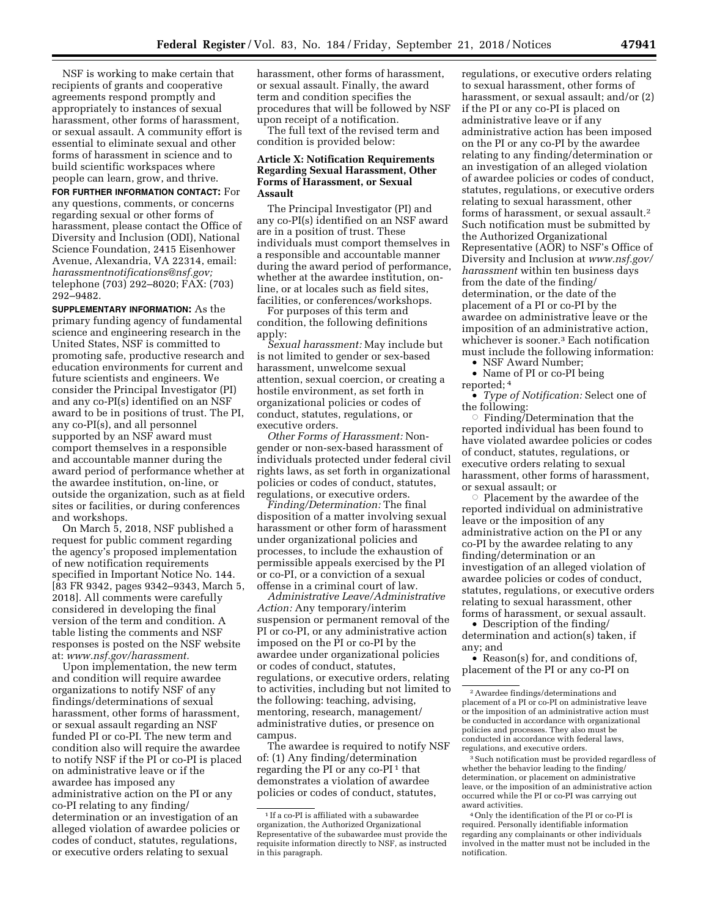NSF is working to make certain that recipients of grants and cooperative agreements respond promptly and appropriately to instances of sexual harassment, other forms of harassment, or sexual assault. A community effort is essential to eliminate sexual and other forms of harassment in science and to build scientific workspaces where people can learn, grow, and thrive.

**FOR FURTHER INFORMATION CONTACT:** For any questions, comments, or concerns regarding sexual or other forms of harassment, please contact the Office of Diversity and Inclusion (ODI), National Science Foundation, 2415 Eisenhower Avenue, Alexandria, VA 22314, email: *harassmentnotifications@nsf.gov;* telephone (703) 292–8020; FAX: (703) 292–9482.

**SUPPLEMENTARY INFORMATION:** As the primary funding agency of fundamental science and engineering research in the United States, NSF is committed to promoting safe, productive research and education environments for current and future scientists and engineers. We consider the Principal Investigator (PI) and any co-PI(s) identified on an NSF award to be in positions of trust. The PI, any co-PI(s), and all personnel supported by an NSF award must comport themselves in a responsible and accountable manner during the award period of performance whether at the awardee institution, on-line, or outside the organization, such as at field sites or facilities, or during conferences and workshops.

On March 5, 2018, NSF published a request for public comment regarding the agency's proposed implementation of new notification requirements specified in Important Notice No. 144. [83 FR 9342, pages 9342–9343, March 5, 2018]. All comments were carefully considered in developing the final version of the term and condition. A table listing the comments and NSF responses is posted on the NSF website at: *www.nsf.gov/harassment.*

Upon implementation, the new term and condition will require awardee organizations to notify NSF of any findings/determinations of sexual harassment, other forms of harassment, or sexual assault regarding an NSF funded PI or co-PI. The new term and condition also will require the awardee to notify NSF if the PI or co-PI is placed on administrative leave or if the awardee has imposed any administrative action on the PI or any co-PI relating to any finding/determination or an investigation of an alleged violation of awardee policies or codes of conduct, statutes, regulations, or executive orders relating to sexual harassment, other forms of harassment, or sexual assault. Finally, the award term and condition specifies the procedures that will be followed by NSF upon receipt of a notification.

The full text of the revised term and condition is provided below:

**Article X: Notification Requirements Regarding Sexual Harassment, Other Forms of Harassment, or Sexual Assault**

The Principal Investigator (PI) and any co-PI(s) identified on an NSF award are in a position of trust. These individuals must comport themselves in a responsible and accountable manner during the award period of performance, whether at the awardee institution, on-line, or at locales such as field sites, facilities, or conferences/workshops.

For purposes of this term and condition, the following definitions apply:

*Sexual harassment:* May include but is not limited to gender or sex-based harassment, unwelcome sexual attention, sexual coercion, or creating a hostile environment, as set forth in organizational policies or codes of conduct, statutes, regulations, or executive orders.

*Other Forms of Harassment:* Non-gender or non-sex-based harassment of individuals protected under federal civil rights laws, as set forth in organizational policies or codes of conduct, statutes, regulations, or executive orders.

*Finding/Determination:* The final disposition of a matter involving sexual harassment or other form of harassment under organizational policies and processes, to include the exhaustion of permissible appeals exercised by the PI or co-PI, or a conviction of a sexual offense in a criminal court of law.

*Administrative Leave/Administrative Action:* Any temporary/interim suspension or permanent removal of the PI or co-PI, or any administrative action imposed on the PI or co-PI by the awardee under organizational policies or codes of conduct, statutes, regulations, or executive orders, relating to activities, including but not limited to the following: teaching, advising, mentoring, research, management/administrative duties, or presence on campus.

The awardee is required to notify NSF of: (1) Any finding/determination regarding the PI or any co-PI [1] that demonstrates a violation of awardee policies or codes of conduct, statutes, regulations, or executive orders relating to sexual harassment, other forms of harassment, or sexual assault; and/or (2) if the PI or any co-PI is placed on administrative leave or if any administrative action has been imposed on the PI or any co-PI by the awardee relating to any finding/determination or an investigation of an alleged violation of awardee policies or codes of conduct, statutes, regulations, or executive orders relating to sexual harassment, other forms of harassment, or sexual assault.[2] Such notification must be submitted by the Authorized Organizational Representative (AOR) to NSF's Office of Diversity and Inclusion at *www.nsf.gov/harassment* within ten business days from the date of the finding/determination, or the date of the placement of a PI or co-PI by the awardee on administrative leave or the imposition of an administrative action, whichever is sooner.[3] Each notification must include the following information:

- NSF Award Number;
- Name of PI or co-PI being reported;[4]
- *Type of Notification:* Select one of the following:
  - Finding/Determination that the reported individual has been found to have violated awardee policies or codes of conduct, statutes, regulations, or executive orders relating to sexual harassment, other forms of harassment, or sexual assault; or
  - Placement by the awardee of the reported individual on administrative leave or the imposition of any administrative action on the PI or any co-PI by the awardee relating to any finding/determination or an investigation of an alleged violation of awardee policies or codes of conduct, statutes, regulations, or executive orders relating to sexual harassment, other forms of harassment, or sexual assault.
- Description of the finding/determination and action(s) taken, if any; and
- Reason(s) for, and conditions of, placement of the PI or any co-PI on

---

[1] If a co-PI is affiliated with a subawardee organization, the Authorized Organizational Representative of the subawardee must provide the requisite information directly to NSF, as instructed in this paragraph.

[2] Awardee findings/determinations and placement of a PI or co-PI on administrative leave or the imposition of an administrative action must be conducted in accordance with organizational policies and processes. They also must be conducted in accordance with federal laws, regulations, and executive orders.

[3] Such notification must be provided regardless of whether the behavior leading to the finding/determination, or placement on administrative leave, or the imposition of an administrative action occurred while the PI or co-PI was carrying out award activities.

[4] Only the identification of the PI or co-PI is required. Personally identifiable information regarding any complainants or other individuals involved in the matter must not be included in the notification.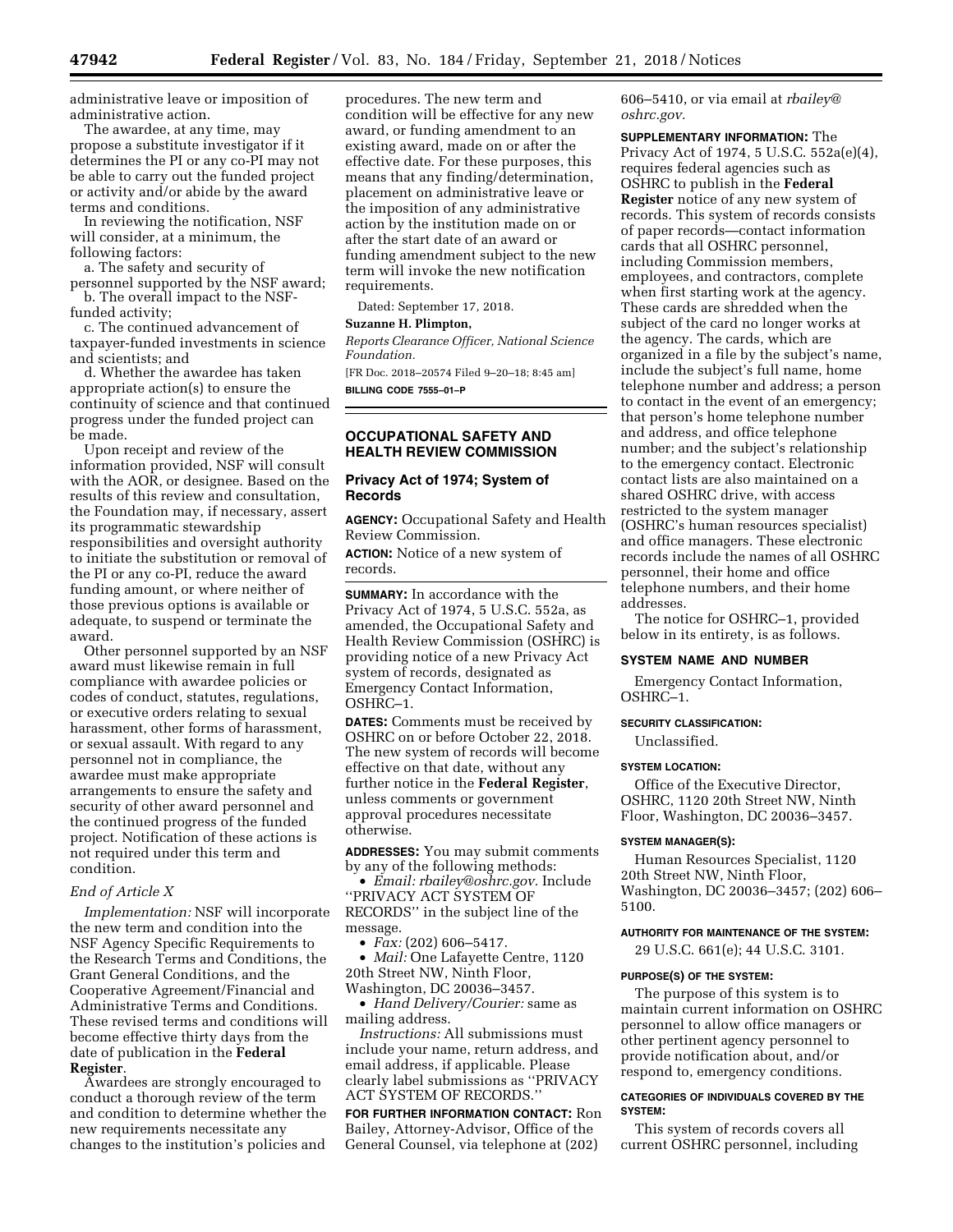administrative leave or imposition of administrative action.

The awardee, at any time, may propose a substitute investigator if it determines the PI or any co-PI may not be able to carry out the funded project or activity and/or abide by the award terms and conditions.

In reviewing the notification, NSF will consider, at a minimum, the following factors:

a. The safety and security of personnel supported by the NSF award;

b. The overall impact to the NSF-funded activity;

c. The continued advancement of taxpayer-funded investments in science and scientists; and

d. Whether the awardee has taken appropriate action(s) to ensure the continuity of science and that continued progress under the funded project can be made.

Upon receipt and review of the information provided, NSF will consult with the AOR, or designee. Based on the results of this review and consultation, the Foundation may, if necessary, assert its programmatic stewardship responsibilities and oversight authority to initiate the substitution or removal of the PI or any co-PI, reduce the award funding amount, or where neither of those previous options is available or adequate, to suspend or terminate the award.

Other personnel supported by an NSF award must likewise remain in full compliance with awardee policies or codes of conduct, statutes, regulations, or executive orders relating to sexual harassment, other forms of harassment, or sexual assault. With regard to any personnel not in compliance, the awardee must make appropriate arrangements to ensure the safety and security of other award personnel and the continued progress of the funded project. Notification of these actions is not required under this term and condition.

*End of Article X*

*Implementation:* NSF will incorporate the new term and condition into the NSF Agency Specific Requirements to the Research Terms and Conditions, the Grant General Conditions, and the Cooperative Agreement/Financial and Administrative Terms and Conditions. These revised terms and conditions will become effective thirty days from the date of publication in the **Federal Register**.

Awardees are strongly encouraged to conduct a thorough review of the term and condition to determine whether the new requirements necessitate any changes to the institution's policies and procedures. The new term and condition will be effective for any new award, or funding amendment to an existing award, made on or after the effective date. For these purposes, this means that any finding/determination, placement on administrative leave or the imposition of any administrative action by the institution made on or after the start date of an award or funding amendment subject to the new term will invoke the new notification requirements.

Dated: September 17, 2018.

**Suzanne H. Plimpton,**

*Reports Clearance Officer, National Science Foundation.*

[FR Doc. 2018–20574 Filed 9–20–18; 8:45 am]

**BILLING CODE 7555–01–P**

## OCCUPATIONAL SAFETY AND HEALTH REVIEW COMMISSION

### Privacy Act of 1974; System of Records

**AGENCY:** Occupational Safety and Health Review Commission.

**ACTION:** Notice of a new system of records.

**SUMMARY:** In accordance with the Privacy Act of 1974, 5 U.S.C. 552a, as amended, the Occupational Safety and Health Review Commission (OSHRC) is providing notice of a new Privacy Act system of records, designated as Emergency Contact Information, OSHRC–1.

**DATES:** Comments must be received by OSHRC on or before October 22, 2018. The new system of records will become effective on that date, without any further notice in the **Federal Register**, unless comments or government approval procedures necessitate otherwise.

**ADDRESSES:** You may submit comments by any of the following methods:

- *Email: rbailey@oshrc.gov.* Include ''PRIVACY ACT SYSTEM OF RECORDS'' in the subject line of the message.
- *Fax:* (202) 606–5417.
- *Mail:* One Lafayette Centre, 1120 20th Street NW, Ninth Floor, Washington, DC 20036–3457.
- *Hand Delivery/Courier:* same as mailing address.

*Instructions:* All submissions must include your name, return address, and email address, if applicable. Please clearly label submissions as ''PRIVACY ACT SYSTEM OF RECORDS.''

**FOR FURTHER INFORMATION CONTACT:** Ron Bailey, Attorney-Advisor, Office of the General Counsel, via telephone at (202) 606–5410, or via email at *rbailey@oshrc.gov.*

**SUPPLEMENTARY INFORMATION:** The Privacy Act of 1974, 5 U.S.C. 552a(e)(4), requires federal agencies such as OSHRC to publish in the **Federal Register** notice of any new system of records. This system of records consists of paper records—contact information cards that all OSHRC personnel, including Commission members, employees, and contractors, complete when first starting work at the agency. These cards are shredded when the subject of the card no longer works at the agency. The cards, which are organized in a file by the subject's name, include the subject's full name, home telephone number and address; a person to contact in the event of an emergency; that person's home telephone number and address, and office telephone number; and the subject's relationship to the emergency contact. Electronic contact lists are also maintained on a shared OSHRC drive, with access restricted to the system manager (OSHRC's human resources specialist) and office managers. These electronic records include the names of all OSHRC personnel, their home and office telephone numbers, and their home addresses.

The notice for OSHRC–1, provided below in its entirety, is as follows.

#### SYSTEM NAME AND NUMBER

Emergency Contact Information, OSHRC–1.

#### SECURITY CLASSIFICATION:

Unclassified.

#### SYSTEM LOCATION:

Office of the Executive Director, OSHRC, 1120 20th Street NW, Ninth Floor, Washington, DC 20036–3457.

#### SYSTEM MANAGER(S):

Human Resources Specialist, 1120 20th Street NW, Ninth Floor, Washington, DC 20036–3457; (202) 606–5100.

#### AUTHORITY FOR MAINTENANCE OF THE SYSTEM:

29 U.S.C. 661(e); 44 U.S.C. 3101.

#### PURPOSE(S) OF THE SYSTEM:

The purpose of this system is to maintain current information on OSHRC personnel to allow office managers or other pertinent agency personnel to provide notification about, and/or respond to, emergency conditions.

#### CATEGORIES OF INDIVIDUALS COVERED BY THE SYSTEM:

This system of records covers all current OSHRC personnel, including